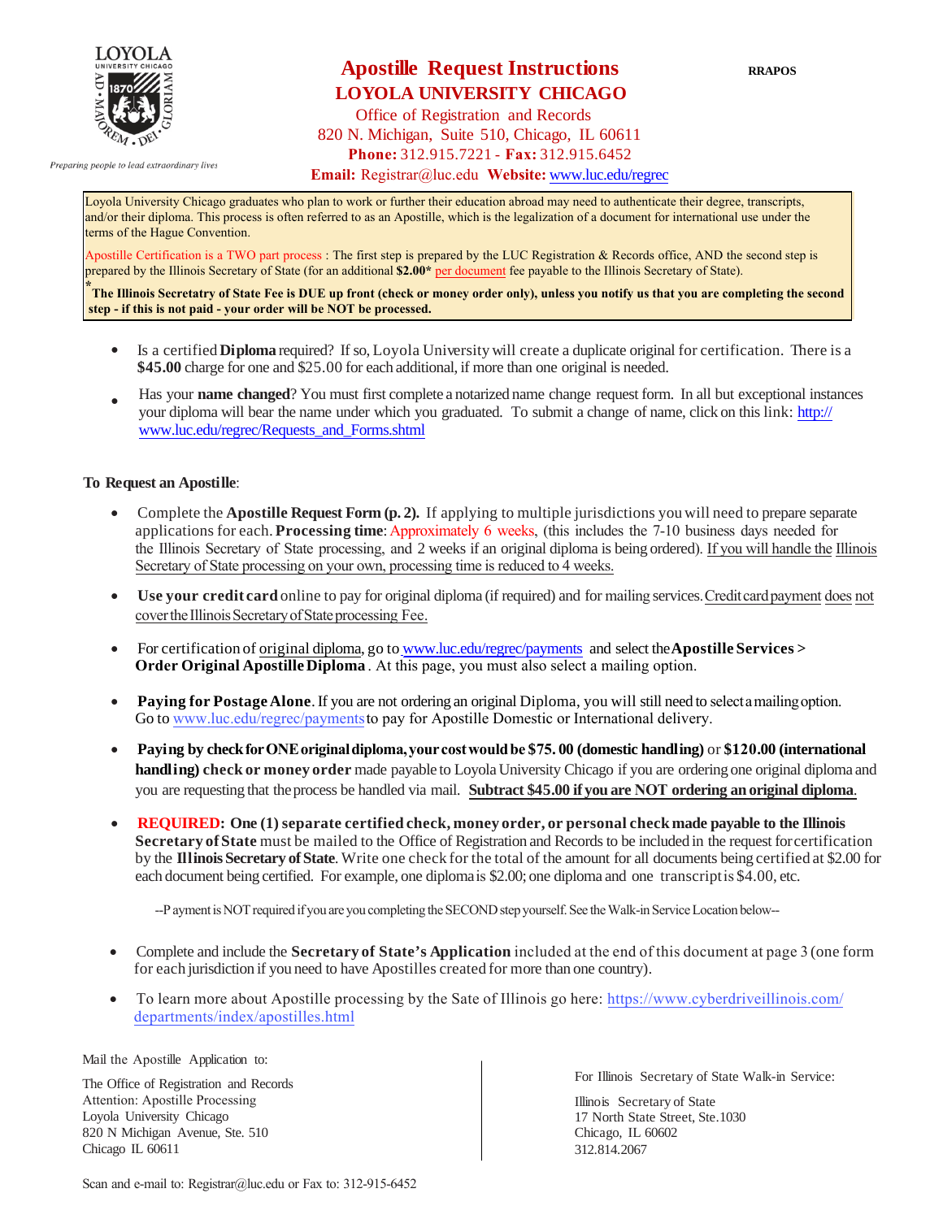LOYOLA UNIVERSITY CHICAGO

Preparing people to lead extraordinary lives

# Apostille Request Instructions

RRAPOS

## LOYOLA UNIVERSITY CHICAGO

Office of Registration and Records
820 N. Michigan, Suite 510, Chicago, IL 60611
**Phone:** 312.915.7221 - **Fax:** 312.915.6452
**Email:** Registrar@luc.edu **Website:** www.luc.edu/regrec

Loyola University Chicago graduates who plan to work or further their education abroad may need to authenticate their degree, transcripts, and/or their diploma. This process is often referred to as an Apostille, which is the legalization of a document for international use under the terms of the Hague Convention.

Apostille Certification is a TWO part process : The first step is prepared by the LUC Registration & Records office, AND the second step is prepared by the Illinois Secretary of State (for an additional **$2.00*** per document fee payable to the Illinois Secretary of State).

***The Illinois Secretatry of State Fee is DUE up front (check or money order only), unless you notify us that you are completing the second step - if this is not paid - your order will be NOT be processed.**

- Is a certified **Diploma** required? If so, Loyola University will create a duplicate original for certification. There is a **$45.00** charge for one and $25.00 for each additional, if more than one original is needed.
- Has your **name changed**? You must first complete a notarized name change request form. In all but exceptional instances your diploma will bear the name under which you graduated. To submit a change of name, click on this link: http://www.luc.edu/regrec/Requests_and_Forms.shtml

**To Request an Apostille**:

- Complete the **Apostille Request Form (p. 2).** If applying to multiple jurisdictions you will need to prepare separate applications for each. **Processing time**: Approximately 6 weeks, (this includes the 7-10 business days needed for the Illinois Secretary of State processing, and 2 weeks if an original diploma is being ordered). If you will handle the Illinois Secretary of State processing on your own, processing time is reduced to 4 weeks.
- **Use your credit card** online to pay for original diploma (if required) and for mailing services. Credit card payment does not cover the Illinois Secretary of State processing Fee.
- For certification of original diploma, go to www.luc.edu/regrec/payments and select the **Apostille Services > Order Original Apostille Diploma**. At this page, you must also select a mailing option.
- **Paying for Postage Alone**. If you are not ordering an original Diploma, you will still need to select a mailing option. Go to www.luc.edu/regrec/payments to pay for Apostille Domestic or International delivery.
- **Paying by check for ONE original diploma, your cost would be $75. 00 (domestic handling)** or **$120.00 (international handling) check or money order** made payable to Loyola University Chicago if you are ordering one original diploma and you are requesting that the process be handled via mail. **Subtract $45.00 if you are NOT ordering an original diploma**.
- **REQUIRED: One (1) separate certified check, money order, or personal check made payable to the Illinois Secretary of State** must be mailed to the Office of Registration and Records to be included in the request for certification by the **Illinois Secretary of State**. Write one check for the total of the amount for all documents being certified at $2.00 for each document being certified. For example, one diploma is $2.00; one diploma and one transcript is $4.00, etc.

  --Payment is NOT required if you are you completing the SECOND step yourself. See the Walk-in Service Location below--

- Complete and include the **Secretary of State's Application** included at the end of this document at page 3 (one form for each jurisdiction if you need to have Apostilles created for more than one country).
- To learn more about Apostille processing by the Sate of Illinois go here: https://www.cyberdriveillinois.com/departments/index/apostilles.html

Mail the Apostille Application to:

The Office of Registration and Records
Attention: Apostille Processing
Loyola University Chicago
820 N Michigan Avenue, Ste. 510
Chicago IL 60611

For Illinois Secretary of State Walk-in Service:

Illinois Secretary of State
17 North State Street, Ste.1030
Chicago, IL 60602
312.814.2067

Scan and e-mail to: Registrar@luc.edu or Fax to: 312-915-6452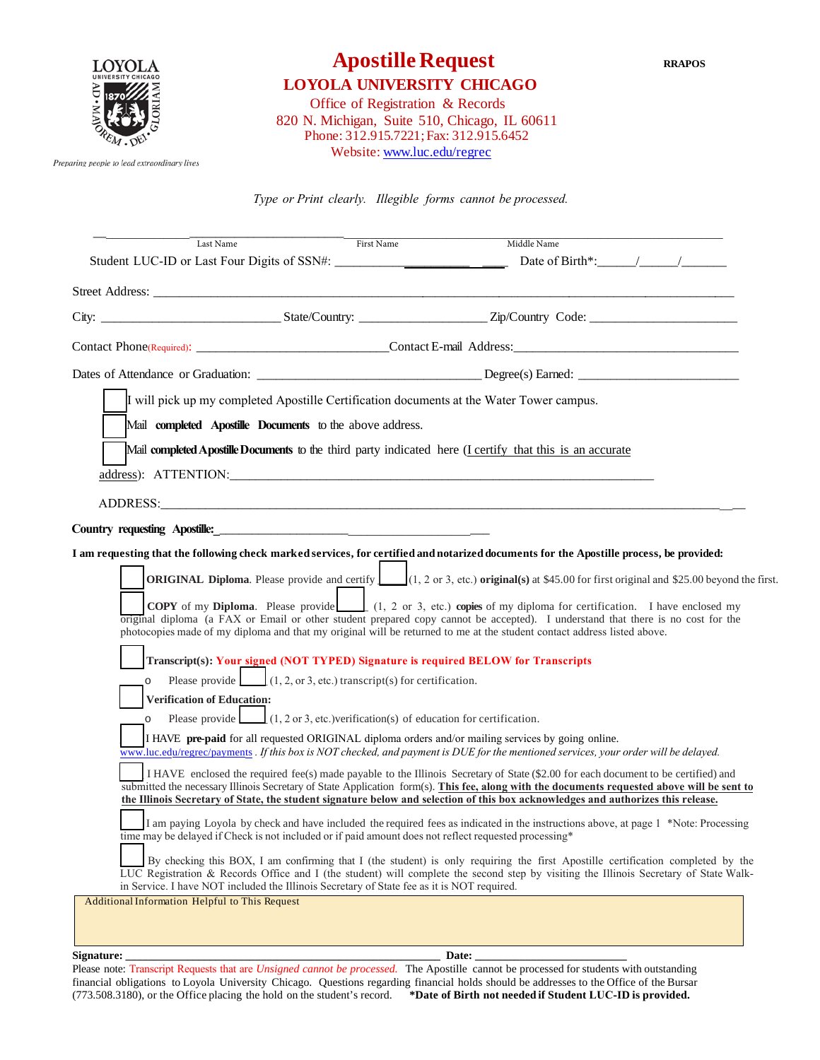LOYOLA UNIVERSITY CHICAGO

AD MAJOREM DEI GLORIAM 1870

*Preparing people to lead extraordinary lives*

# Apostille Request

**RRAPOS**

## LOYOLA UNIVERSITY CHICAGO

Office of Registration & Records
820 N. Michigan, Suite 510, Chicago, IL 60611
Phone: 312.915.7221; Fax: 312.915.6452
Website: www.luc.edu/regrec

*Type or Print clearly. Illegible forms cannot be processed.*

______________________________________________________________________
Last Name | First Name | Middle Name

Student LUC-ID or Last Four Digits of SSN#: ______________________ Date of Birth*:_____/_____/______

Street Address: ______________________________________________________________________

City: __________________________ State/Country: ____________________ Zip/Country Code: ______________________

Contact Phone(Required): ____________________________ Contact E-mail Address: __________________________________

Dates of Attendance or Graduation: __________________________________ Degree(s) Earned: ________________________

☐ I will pick up my completed Apostille Certification documents at the Water Tower campus.

☐ Mail **completed Apostille Documents** to the above address.

☐ Mail **completed Apostille Documents** to the third party indicated here (I certify that this is an accurate address): ATTENTION:_________________________________________________________________

ADDRESS:_____________________________________________________________________________________

**Country requesting Apostille:**_______________________________________

**I am requesting that the following check marked services, for certified and notarized documents for the Apostille process, be provided:**

☐ **ORIGINAL Diploma**. Please provide and certify ____ (1, 2 or 3, etc.) **original(s)** at $45.00 for first original and $25.00 beyond the first.

☐ **COPY** of my **Diploma**. Please provide ____ (1, 2 or 3, etc.) **copies** of my diploma for certification. I have enclosed my original diploma (a FAX or Email or other student prepared copy cannot be accepted). I understand that there is no cost for the photocopies made of my diploma and that my original will be returned to me at the student contact address listed above.

☐ **Transcript(s): Your signed (NOT TYPED) Signature is required BELOW for Transcripts**

- Please provide ____ (1, 2, or 3, etc.) transcript(s) for certification.

☐ **Verification of Education:**

- Please provide ____ (1, 2 or 3, etc.)verification(s) of education for certification.

☐ I HAVE **pre-paid** for all requested ORIGINAL diploma orders and/or mailing services by going online. www.luc.edu/regrec/payments. *If this box is NOT checked, and payment is DUE for the mentioned services, your order will be delayed.*

☐ I HAVE enclosed the required fee(s) made payable to the Illinois Secretary of State ($2.00 for each document to be certified) and submitted the necessary Illinois Secretary of State Application form(s). **This fee, along with the documents requested above will be sent to the Illinois Secretary of State, the student signature below and selection of this box acknowledges and authorizes this release.**

☐ I am paying Loyola by check and have included the required fees as indicated in the instructions above, at page 1 *Note: Processing time may be delayed if Check is not included or if paid amount does not reflect requested processing*

☐ By checking this BOX, I am confirming that I (the student) is only requiring the first Apostille certification completed by the LUC Registration & Records Office and I (the student) will complete the second step by visiting the Illinois Secretary of State Walk-in Service. I have NOT included the Illinois Secretary of State fee as it is NOT required.

Additional Information Helpful to This Request

**Signature:** ____________________________________________________ **Date:** ________________________

Please note: Transcript Requests that are *Unsigned cannot be processed.* The Apostille cannot be processed for students with outstanding financial obligations to Loyola University Chicago. Questions regarding financial holds should be addresses to the Office of the Bursar (773.508.3180), or the Office placing the hold on the student's record. **\*Date of Birth not needed if Student LUC-ID is provided.**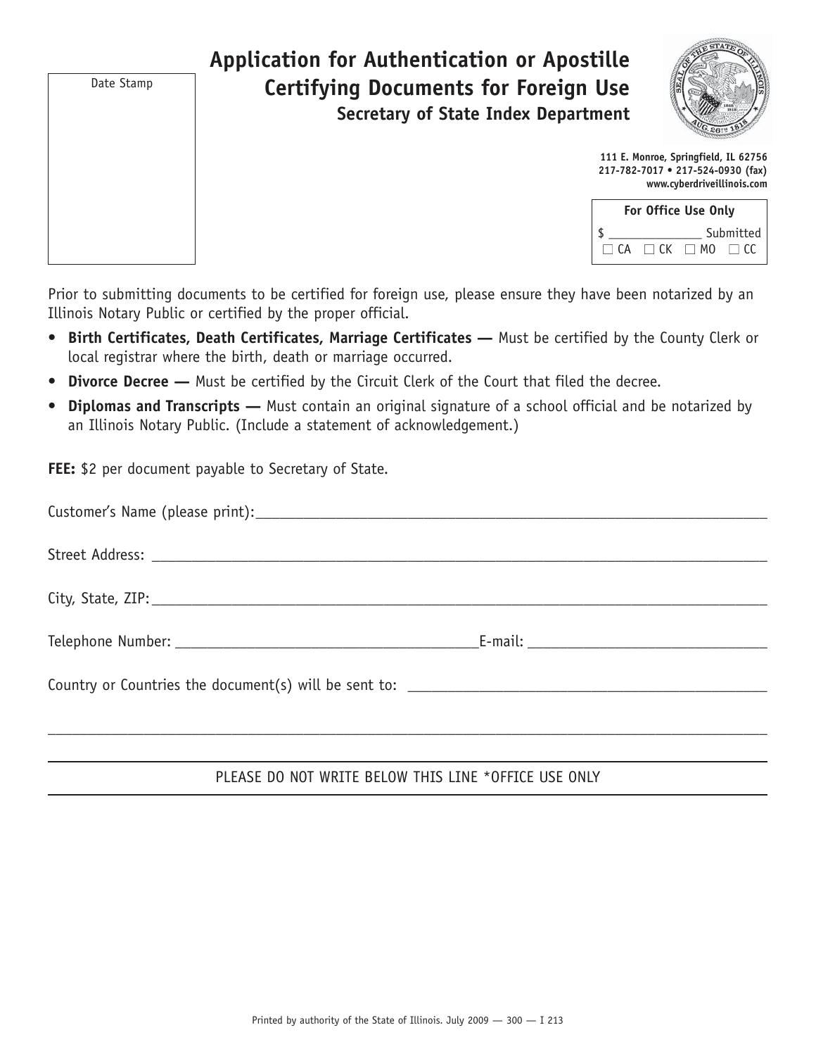Date Stamp

# Application for Authentication or Apostille Certifying Documents for Foreign Use

### Secretary of State Index Department

**111 E. Monroe, Springfield, IL 62756**
**217-782-7017 • 217-524-0930 (fax)**
**www.cyberdriveillinois.com**

**For Office Use Only**

$ _______________ Submitted

☐ CA ☐ CK ☐ MO ☐ CC

Prior to submitting documents to be certified for foreign use, please ensure they have been notarized by an Illinois Notary Public or certified by the proper official.

- **Birth Certificates, Death Certificates, Marriage Certificates —** Must be certified by the County Clerk or local registrar where the birth, death or marriage occurred.
- **Divorce Decree —** Must be certified by the Circuit Clerk of the Court that filed the decree.
- **Diplomas and Transcripts —** Must contain an original signature of a school official and be notarized by an Illinois Notary Public. (Include a statement of acknowledgement.)

**FEE:** $2 per document payable to Secretary of State.

Customer's Name (please print):_______________________________________________

Street Address: _______________________________________________

City, State, ZIP:_______________________________________________

Telephone Number: ____________________________E-mail: ____________________________

Country or Countries the document(s) will be sent to: ____________________________

_______________________________________________

PLEASE DO NOT WRITE BELOW THIS LINE *OFFICE USE ONLY

Printed by authority of the State of Illinois. July 2009 — 300 — I 213